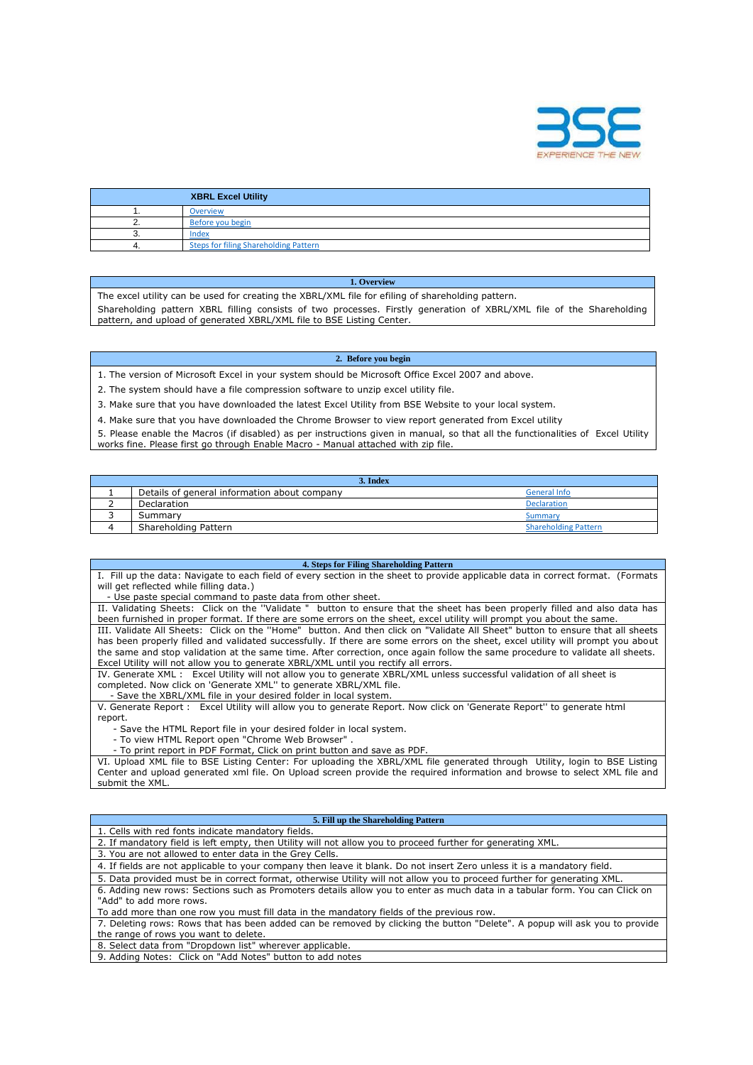BSE
EXPERIENCE THE NEW

| | XBRL Excel Utility |
|---|---|
| 1. | Overview |
| 2. | Before you begin |
| 3. | Index |
| 4. | Steps for filing Shareholding Pattern |

| 1. Overview |
|---|
| The excel utility can be used for creating the XBRL/XML file for efiling of shareholding pattern. |
| Shareholding pattern XBRL filling consists of two processes. Firstly generation of XBRL/XML file of the Shareholding pattern, and upload of generated XBRL/XML file to BSE Listing Center. |

| 2. Before you begin |
|---|
| 1. The version of Microsoft Excel in your system should be Microsoft Office Excel 2007 and above. |
| 2. The system should have a file compression software to unzip excel utility file. |
| 3. Make sure that you have downloaded the latest Excel Utility from BSE Website to your local system. |
| 4. Make sure that you have downloaded the Chrome Browser to view report generated from Excel utility |
| 5. Please enable the Macros (if disabled) as per instructions given in manual, so that all the functionalities of Excel Utility works fine. Please first go through Enable Macro - Manual attached with zip file. |

| 3. Index | | |
|---|---|---|
| 1 | Details of general information about company | General Info |
| 2 | Declaration | Declaration |
| 3 | Summary | Summary |
| 4 | Shareholding Pattern | Shareholding Pattern |

| 4. Steps for Filing Shareholding Pattern |
|---|
| I. Fill up the data: Navigate to each field of every section in the sheet to provide applicable data in correct format. (Formats will get reflected while filling data.)<br>- Use paste special command to paste data from other sheet. |
| II. Validating Sheets: Click on the ''Validate " button to ensure that the sheet has been properly filled and also data has been furnished in proper format. If there are some errors on the sheet, excel utility will prompt you about the same. |
| III. Validate All Sheets: Click on the ''Home" button. And then click on "Validate All Sheet" button to ensure that all sheets has been properly filled and validated successfully. If there are some errors on the sheet, excel utility will prompt you about the same and stop validation at the same time. After correction, once again follow the same procedure to validate all sheets. Excel Utility will not allow you to generate XBRL/XML until you rectify all errors. |
| IV. Generate XML : Excel Utility will not allow you to generate XBRL/XML unless successful validation of all sheet is completed. Now click on 'Generate XML'' to generate XBRL/XML file.<br>- Save the XBRL/XML file in your desired folder in local system. |
| V. Generate Report : Excel Utility will allow you to generate Report. Now click on 'Generate Report'' to generate html report.<br>- Save the HTML Report file in your desired folder in local system.<br>- To view HTML Report open "Chrome Web Browser" .<br>- To print report in PDF Format, Click on print button and save as PDF. |
| VI. Upload XML file to BSE Listing Center: For uploading the XBRL/XML file generated through Utility, login to BSE Listing Center and upload generated xml file. On Upload screen provide the required information and browse to select XML file and submit the XML. |

| 5. Fill up the Shareholding Pattern |
|---|
| 1. Cells with red fonts indicate mandatory fields. |
| 2. If mandatory field is left empty, then Utility will not allow you to proceed further for generating XML. |
| 3. You are not allowed to enter data in the Grey Cells. |
| 4. If fields are not applicable to your company then leave it blank. Do not insert Zero unless it is a mandatory field. |
| 5. Data provided must be in correct format, otherwise Utility will not allow you to proceed further for generating XML. |
| 6. Adding new rows: Sections such as Promoters details allow you to enter as much data in a tabular form. You can Click on "Add" to add more rows.<br>To add more than one row you must fill data in the mandatory fields of the previous row. |
| 7. Deleting rows: Rows that has been added can be removed by clicking the button "Delete". A popup will ask you to provide the range of rows you want to delete. |
| 8. Select data from "Dropdown list" wherever applicable. |
| 9. Adding Notes: Click on "Add Notes" button to add notes |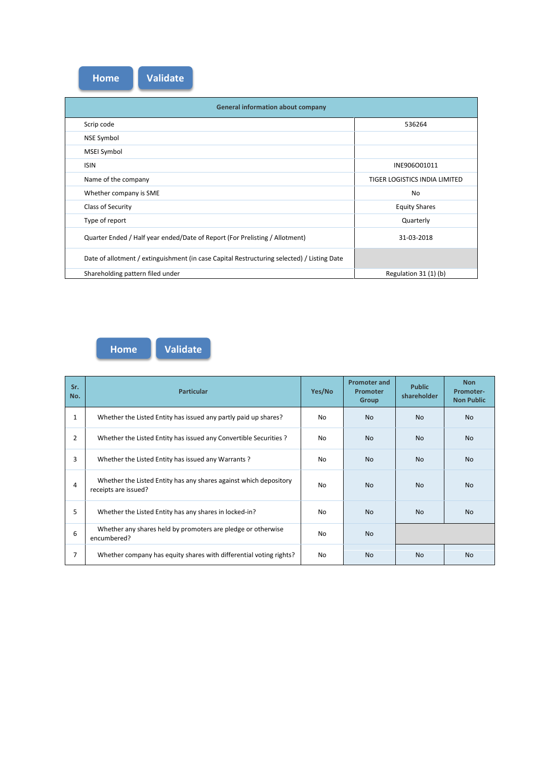Home | Validate

| General information about company | |
|---|---|
| Scrip code | 536264 |
| NSE Symbol | |
| MSEI Symbol | |
| ISIN | INE906O01011 |
| Name of the company | TIGER LOGISTICS INDIA LIMITED |
| Whether company is SME | No |
| Class of Security | Equity Shares |
| Type of report | Quarterly |
| Quarter Ended / Half year ended/Date of Report (For Prelisting / Allotment) | 31-03-2018 |
| Date of allotment / extinguishment (in case Capital Restructuring selected) / Listing Date | |
| Shareholding pattern filed under | Regulation 31 (1) (b) |

Home | Validate

| Sr. No. | Particular | Yes/No | Promoter and Promoter Group | Public shareholder | Non Promoter- Non Public |
|---|---|---|---|---|---|
| 1 | Whether the Listed Entity has issued any partly paid up shares? | No | No | No | No |
| 2 | Whether the Listed Entity has issued any Convertible Securities ? | No | No | No | No |
| 3 | Whether the Listed Entity has issued any Warrants ? | No | No | No | No |
| 4 | Whether the Listed Entity has any shares against which depository receipts are issued? | No | No | No | No |
| 5 | Whether the Listed Entity has any shares in locked-in? | No | No | No | No |
| 6 | Whether any shares held by promoters are pledge or otherwise encumbered? | No | No | | |
| 7 | Whether company has equity shares with differential voting rights? | No | No | No | No |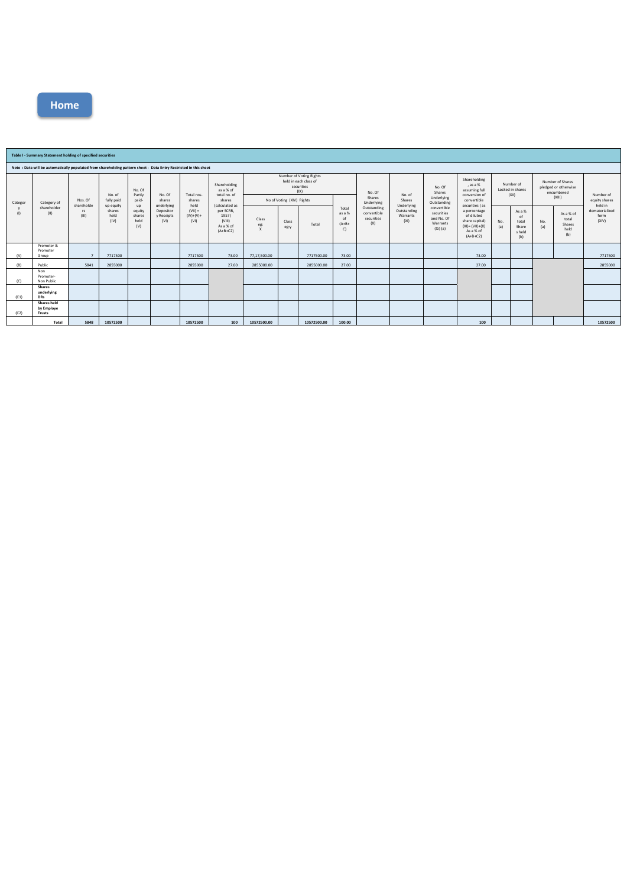Home

**Table I - Summary Statement holding of specified securities**

**Note : Data will be automatically populated from shareholding pattern sheet - Data Entry Restricted in this sheet**

| Category (I) | Category of shareholder (II) | Nos. Of shareholders (III) | No. of fully paid up equity shares held (IV) | No. Of Partly paid-up equity shares held (V) | No. Of shares underlying Depository Receipts (VI) | Total nos. shares held (VII) = (IV)+(V)+ (VI) | Shareholding as a % of total no. of shares (calculated as per SCRR, 1957) (VIII) As a % of (A+B+C2) | Number of Voting Rights held in each class of securities (IX) | | | | No. Of Shares Underlying Outstanding convertible securities (X) | No. of Shares Underlying Outstanding Warrants (Xi) | No. Of Shares Underlying Outstanding convertible securities and No. Of Warrants (Xi) (a) | Shareholding , as a % assuming full conversion of convertible securities ( as a percentage of diluted share capital) (XI)= (VII)+(X) As a % of (A+B+C2) | Number of Locked in shares (XII) | | Number of Shares pledged or otherwise encumbered (XIII) | | Number of equity shares held in dematerialized form (XIV) |
|---|---|---|---|---|---|---|---|---|---|---|---|---|---|---|---|---|---|---|---|---|
| | | | | | | | | No of Voting (XIV) Rights | | | Total as a % of (A+B+C) | | | | | No. (a) | As a % of total Shares held (b) | No. (a) | As a % of total Shares held (b) | |
| | | | | | | | | Class eg: X | Class eg:y | Total | | | | | | | | | | |
| (A) | Promoter & Promoter Group | 7 | 7717500 | | | 7717500 | 73.00 | 77,17,500.00 | | 7717500.00 | 73.00 | | | | 73.00 | | | | | 7717500 |
| (B) | Public | 5841 | 2855000 | | | 2855000 | 27.00 | 2855000.00 | | 2855000.00 | 27.00 | | | | 27.00 | | | | | 2855000 |
| (C) | Non Promoter- Non Public | | | | | | | | | | | | | | | | | | | |
| (C1) | Shares underlying DRs | | | | | | | | | | | | | | | | | | | |
| (C2) | Shares held by Employe Trusts | | | | | | | | | | | | | | | | | | | |
| | Total | 5848 | 10572500 | | | 10572500 | 100 | 10572500.00 | | 10572500.00 | 100.00 | | | | 100 | | | | | 10572500 |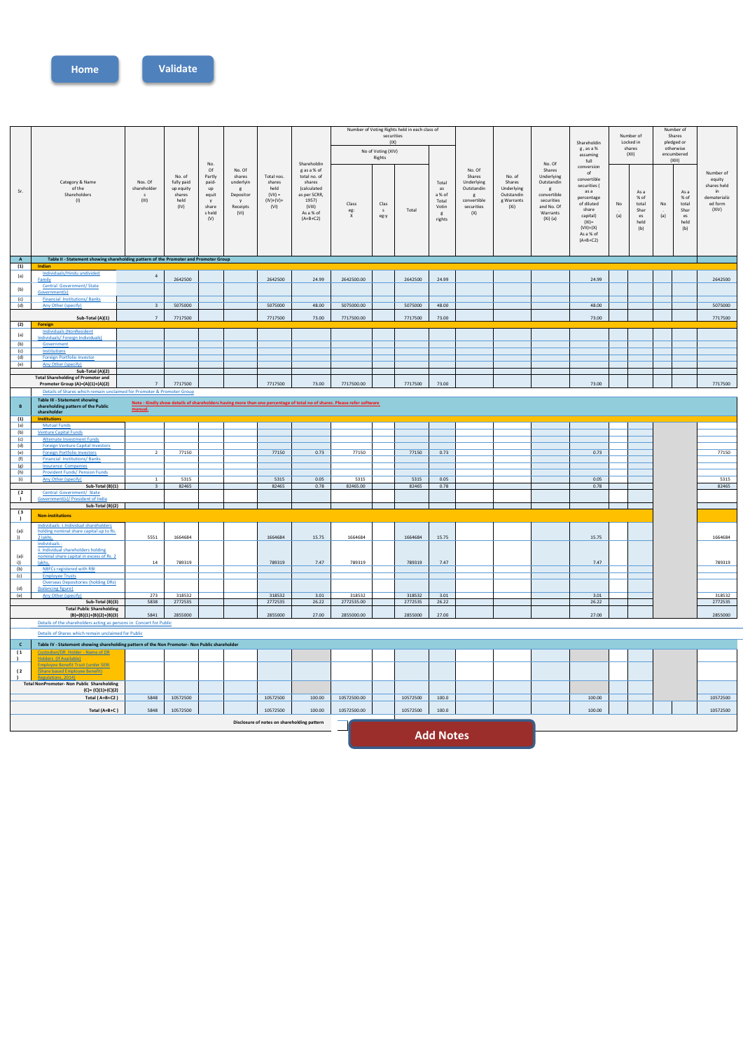Home

Validate

| Sr. | Category & Name of the Shareholders (I) | Nos. Of shareholders (III) | No. of fully paid up equity shares held (IV) | No. Of Partly paid-up equity shares held (V) | No. Of shares underlying Depository Receipts (VI) | Total nos. shares held (VII) = (IV)+(V)+ (VI) | Shareholding as a % of total no. of shares (calculated as per SCRR, 1957) (VIII) As a % of (A+B+C2) | Number of Voting Rights held in each class of securities (IX) — No of Voting (XIV) Rights — Class eg: X | Class eg:y | Total | Total as a % of Total Voting rights | No. Of Shares Underlying Outstanding convertible securities (X) | No. of Shares Underlying Outstanding Warrants (Xi) | No. Of Shares Underlying Outstanding convertible securities and No. Of Warrants (Xi) (a) | Shareholding , as a % assuming full conversion of convertible securities ( as a percentage of diluted share capital) (XI)= (VII)+(X) As a % of (A+B+C2) | Number of Locked in shares (XII) No. (a) | As a % of total Shares held (b) | Number of Shares pledged or otherwise encumbered (XIII) No. (a) | As a % of total Shares held (b) | Number of equity shares held in dematerialized form (XIV) |
|---|---|---|---|---|---|---|---|---|---|---|---|---|---|---|---|---|---|---|---|---|
| A | Table II - Statement showing shareholding pattern of the Promoter and Promoter Group | | | | | | | | | | | | | | | | | | | |
| (1) | Indian | | | | | | | | | | | | | | | | | | | |
| (a) | Individuals/Hindu undivided Family | 4 | 2642500 | | | 2642500 | 24.99 | 2642500.00 | | 2642500 | 24.99 | | | | 24.99 | | | | | 2642500 |
| (b) | Central Government/ State Government(s) | | | | | | | | | | | | | | | | | | | |
| (c) | Financial Institutions/ Banks | | | | | | | | | | | | | | | | | | | |
| (d) | Any Other (specify) | 3 | 5075000 | | | 5075000 | 48.00 | 5075000.00 | | 5075000 | 48.00 | | | | 48.00 | | | | | 5075000 |
| | Sub-Total (A)(1) | 7 | 7717500 | | | 7717500 | 73.00 | 7717500.00 | | 7717500 | 73.00 | | | | 73.00 | | | | | 7717500 |
| (2) | Foreign | | | | | | | | | | | | | | | | | | | |
| (a) | Individuals (NonResident Individuals/ Foreign Individuals) | | | | | | | | | | | | | | | | | | | |
| (b) | Government | | | | | | | | | | | | | | | | | | | |
| (c) | Institutions | | | | | | | | | | | | | | | | | | | |
| (d) | Foreign Portfolio Investor | | | | | | | | | | | | | | | | | | | |
| (e) | Any Other (specify) | | | | | | | | | | | | | | | | | | | |
| | Sub-Total (A)(2) | | | | | | | | | | | | | | | | | | | |
| | Total Shareholding of Promoter and Promoter Group (A)=(A)(1)+(A)(2) | 7 | 7717500 | | | 7717500 | 73.00 | 7717500.00 | | 7717500 | 73.00 | | | | 73.00 | | | | | 7717500 |
| | Details of Shares which remain unclaimed for Promoter & Promoter Group | | | | | | | | | | | | | | | | | | | |
| B | Table III - Statement showing shareholding pattern of the Public shareholder | Note : Kindly show details of shareholders having more than one percentage of total no of shares. Please refer software manual. | | | | | | | | | | | | | | | | | | |
| (1) | Institutions | | | | | | | | | | | | | | | | | | | |
| (a) | Mutual Funds | | | | | | | | | | | | | | | | | | | |
| (b) | Venture Capital Funds | | | | | | | | | | | | | | | | | | | |
| (c) | Alternate Investment Funds | | | | | | | | | | | | | | | | | | | |
| (d) | Foreign Venture Capital Investors | | | | | | | | | | | | | | | | | | | |
| (e) | Foreign Portfolio Investors | 2 | 77150 | | | 77150 | 0.73 | 77150 | | 77150 | 0.73 | | | | 0.73 | | | | | 77150 |
| (f) | Financial Institutions/ Banks | | | | | | | | | | | | | | | | | | | |
| (g) | Insurance Companies | | | | | | | | | | | | | | | | | | | |
| (h) | Provident Funds/ Pension Funds | | | | | | | | | | | | | | | | | | | |
| (i) | Any Other (specify) | 1 | 5315 | | | 5315 | 0.05 | 5315 | | 5315 | 0.05 | | | | 0.05 | | | | | 5315 |
| | Sub-Total (B)(1) | 3 | 82465 | | | 82465 | 0.78 | 82465.00 | | 82465 | 0.78 | | | | 0.78 | | | | | 82465 |
| (2) | Central Government/ State Government(s)/ President of India | | | | | | | | | | | | | | | | | | | |
| | Sub-Total (B)(2) | | | | | | | | | | | | | | | | | | | |
| (3) | Non-institutions | | | | | | | | | | | | | | | | | | | |
| (a(i)) | Individuals - i.Individual shareholders holding nominal share capital up to Rs. 2 lakhs. | 5551 | 1664684 | | | 1664684 | 15.75 | 1664684 | | 1664684 | 15.75 | | | | 15.75 | | | | | 1664684 |
| (a(ii)) | Individuals - ii. Individual shareholders holding nominal share capital in excess of Rs. 2 lakhs. | 14 | 789319 | | | 789319 | 7.47 | 789319 | | 789319 | 7.47 | | | | 7.47 | | | | | 789319 |
| (b) | NBFCs registered with RBI | | | | | | | | | | | | | | | | | | | |
| (c) | Employee Trusts | | | | | | | | | | | | | | | | | | | |
| (d) | Overseas Depositories (holding DRs) (balancing figure) | | | | | | | | | | | | | | | | | | | |
| (e) | Any Other (specify) | 273 | 318532 | | | 318532 | 3.01 | 318532 | | 318532 | 3.01 | | | | 3.01 | | | | | 318532 |
| | Sub-Total (B)(3) | 5838 | 2772535 | | | 2772535 | 26.22 | 2772535.00 | | 2772535 | 26.22 | | | | 26.22 | | | | | 2772535 |
| | Total Public Shareholding (B)=(B)(1)+(B)(2)+(B)(3) | 5841 | 2855000 | | | 2855000 | 27.00 | 2855000.00 | | 2855000 | 27.00 | | | | 27.00 | | | | | 2855000 |
| | Details of the shareholders acting as persons in Concert for Public | | | | | | | | | | | | | | | | | | | |
| | Details of Shares which remain unclaimed for Public | | | | | | | | | | | | | | | | | | | |
| C | Table IV - Statement showing shareholding pattern of the Non Promoter- Non Public shareholder | | | | | | | | | | | | | | | | | | | |
| (1) | Custodian/DR Holder - Name of DR Holders (If Available) | | | | | | | | | | | | | | | | | | | |
| (2) | Employee Benefit Trust (under SEBI (Share based Employee Benefit) Regulations, 2014) | | | | | | | | | | | | | | | | | | | |
| | Total NonPromoter- Non Public Shareholding (C)= (C)(1)+(C)(2) | | | | | | | | | | | | | | | | | | | |
| | Total (A+B+C2) | 5848 | 10572500 | | | 10572500 | 100.00 | 10572500.00 | | 10572500 | 100.0 | | | | 100.00 | | | | | 10572500 |
| | Total (A+B+C) | 5848 | 10572500 | | | 10572500 | 100.00 | 10572500.00 | | 10572500 | 100.0 | | | | 100.00 | | | | | 10572500 |

Disclosure of notes on shareholding pattern

Add Notes